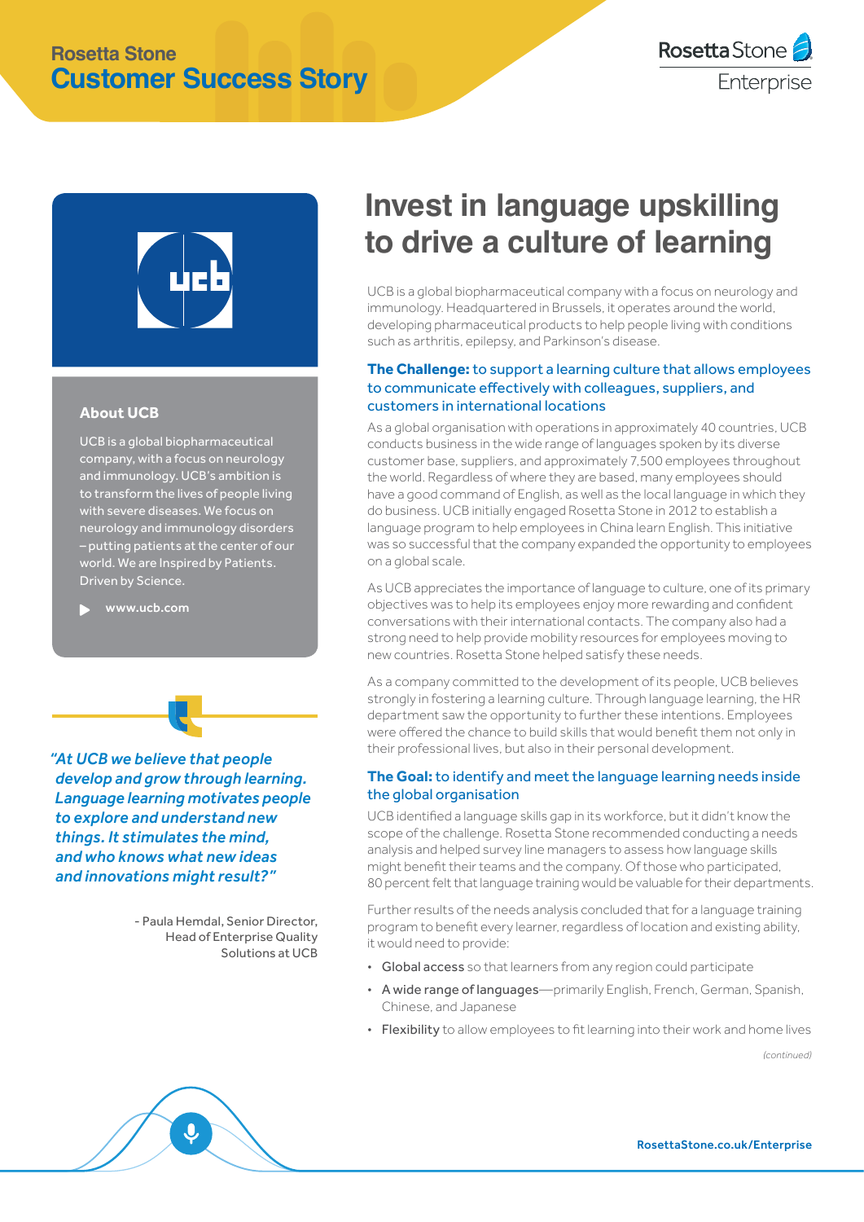Rosetta Stone
**Customer Success Story**

## About UCB

UCB is a global biopharmaceutical company, with a focus on neurology and immunology. UCB's ambition is to transform the lives of people living with severe diseases. We focus on neurology and immunology disorders – putting patients at the center of our world. We are Inspired by Patients. Driven by Science.

www.ucb.com

*"At UCB we believe that people develop and grow through learning. Language learning motivates people to explore and understand new things. It stimulates the mind, and who knows what new ideas and innovations might result?"*

- Paula Hemdal, Senior Director, Head of Enterprise Quality Solutions at UCB

# Invest in language upskilling to drive a culture of learning

UCB is a global biopharmaceutical company with a focus on neurology and immunology. Headquartered in Brussels, it operates around the world, developing pharmaceutical products to help people living with conditions such as arthritis, epilepsy, and Parkinson's disease.

### **The Challenge:** to support a learning culture that allows employees to communicate effectively with colleagues, suppliers, and customers in international locations

As a global organisation with operations in approximately 40 countries, UCB conducts business in the wide range of languages spoken by its diverse customer base, suppliers, and approximately 7,500 employees throughout the world. Regardless of where they are based, many employees should have a good command of English, as well as the local language in which they do business. UCB initially engaged Rosetta Stone in 2012 to establish a language program to help employees in China learn English. This initiative was so successful that the company expanded the opportunity to employees on a global scale.

As UCB appreciates the importance of language to culture, one of its primary objectives was to help its employees enjoy more rewarding and confident conversations with their international contacts. The company also had a strong need to help provide mobility resources for employees moving to new countries. Rosetta Stone helped satisfy these needs.

As a company committed to the development of its people, UCB believes strongly in fostering a learning culture. Through language learning, the HR department saw the opportunity to further these intentions. Employees were offered the chance to build skills that would benefit them not only in their professional lives, but also in their personal development.

### **The Goal:** to identify and meet the language learning needs inside the global organisation

UCB identified a language skills gap in its workforce, but it didn't know the scope of the challenge. Rosetta Stone recommended conducting a needs analysis and helped survey line managers to assess how language skills might benefit their teams and the company. Of those who participated, 80 percent felt that language training would be valuable for their departments.

Further results of the needs analysis concluded that for a language training program to benefit every learner, regardless of location and existing ability, it would need to provide:

- Global access so that learners from any region could participate
- A wide range of languages—primarily English, French, German, Spanish, Chinese, and Japanese
- Flexibility to allow employees to fit learning into their work and home lives

*(continued)*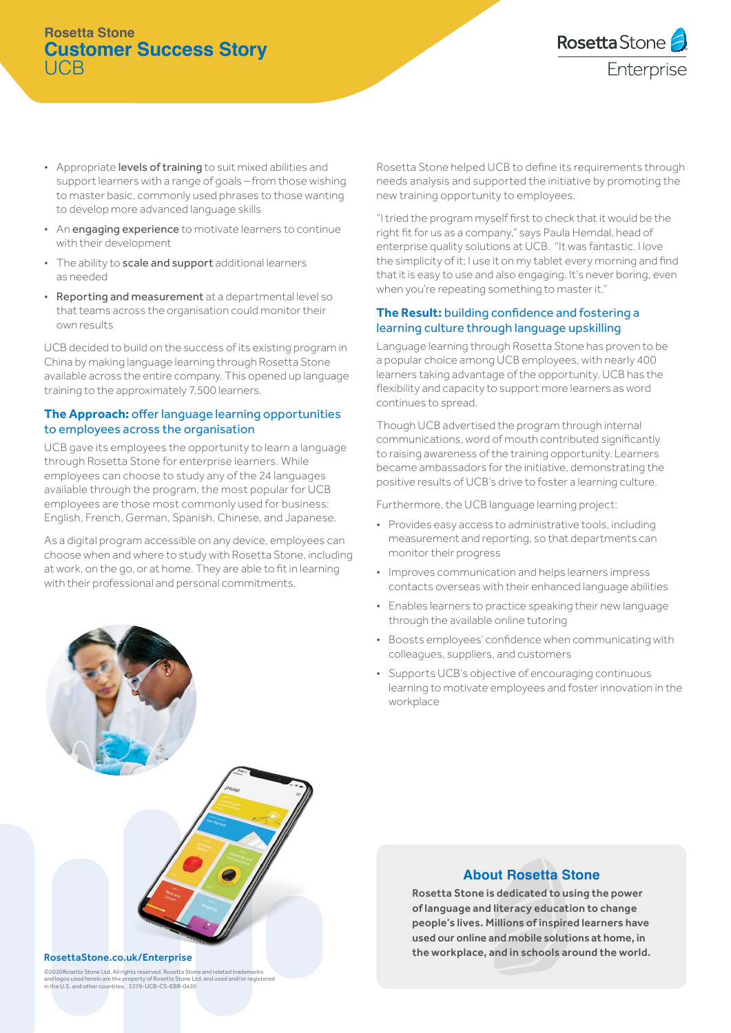- Appropriate **levels of training** to suit mixed abilities and support learners with a range of goals – from those wishing to master basic, commonly used phrases to those wanting to develop more advanced language skills
- An **engaging experience** to motivate learners to continue with their development
- The ability to **scale and support** additional learners as needed
- **Reporting and measurement** at a departmental level so that teams across the organisation could monitor their own results

UCB decided to build on the success of its existing program in China by making language learning through Rosetta Stone available across the entire company. This opened up language training to the approximately 7,500 learners.

### **The Approach:** offer language learning opportunities to employees across the organisation

UCB gave its employees the opportunity to learn a language through Rosetta Stone for enterprise learners. While employees can choose to study any of the 24 languages available through the program, the most popular for UCB employees are those most commonly used for business: English, French, German, Spanish, Chinese, and Japanese.

As a digital program accessible on any device, employees can choose when and where to study with Rosetta Stone, including at work, on the go, or at home. They are able to fit in learning with their professional and personal commitments.

Rosetta Stone helped UCB to define its requirements through needs analysis and supported the initiative by promoting the new training opportunity to employees.

"I tried the program myself first to check that it would be the right fit for us as a company," says Paula Hemdal, head of enterprise quality solutions at UCB. "It was fantastic. I love the simplicity of it; I use it on my tablet every morning and find that it is easy to use and also engaging. It's never boring, even when you're repeating something to master it."

### **The Result:** building confidence and fostering a learning culture through language upskilling

Language learning through Rosetta Stone has proven to be a popular choice among UCB employees, with nearly 400 learners taking advantage of the opportunity. UCB has the flexibility and capacity to support more learners as word continues to spread.

Though UCB advertised the program through internal communications, word of mouth contributed significantly to raising awareness of the training opportunity. Learners became ambassadors for the initiative, demonstrating the positive results of UCB's drive to foster a learning culture.

Furthermore, the UCB language learning project:

- Provides easy access to administrative tools, including measurement and reporting, so that departments can monitor their progress
- Improves communication and helps learners impress contacts overseas with their enhanced language abilities
- Enables learners to practice speaking their new language through the available online tutoring
- Boosts employees' confidence when communicating with colleagues, suppliers, and customers
- Supports UCB's objective of encouraging continuous learning to motivate employees and foster innovation in the workplace

## About Rosetta Stone

**Rosetta Stone is dedicated to using the power of language and literacy education to change people's lives. Millions of inspired learners have used our online and mobile solutions at home, in the workplace, and in schools around the world.**

**RosettaStone.co.uk/Enterprise**

©2020Rosetta Stone Ltd. All rights reserved. Rosetta Stone and related trademarks and logos used herein are the property of Rosetta Stone Ltd. and used and/or registered in the U.S. and other countries. 5379-UCB-CS-EBR-0420